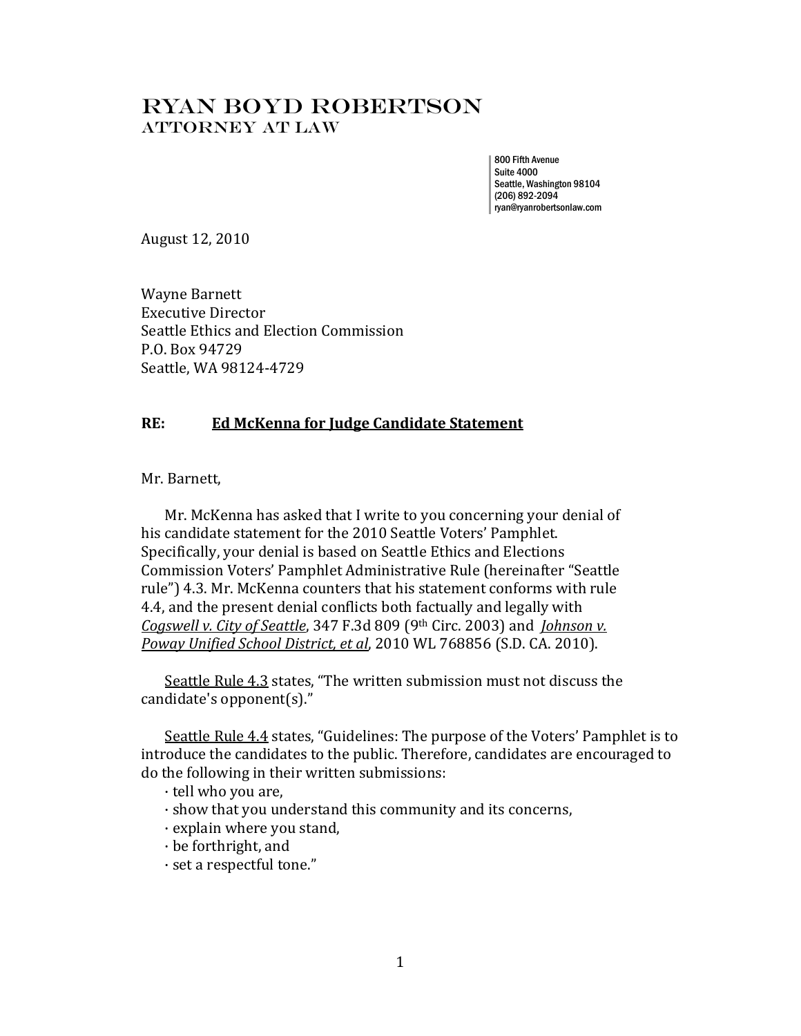# Ryan Boyd Robertson
## Attorney at Law

800 Fifth Avenue
Suite 4000
Seattle, Washington 98104
(206) 892-2094
ryan@ryanrobertsonlaw.com

August 12, 2010

Wayne Barnett
Executive Director
Seattle Ethics and Election Commission
P.O. Box 94729
Seattle, WA 98124-4729

**RE: Ed McKenna for Judge Candidate Statement**

Mr. Barnett,

Mr. McKenna has asked that I write to you concerning your denial of his candidate statement for the 2010 Seattle Voters' Pamphlet. Specifically, your denial is based on Seattle Ethics and Elections Commission Voters' Pamphlet Administrative Rule (hereinafter "Seattle rule") 4.3. Mr. McKenna counters that his statement conforms with rule 4.4, and the present denial conflicts both factually and legally with *Cogswell v. City of Seattle*, 347 F.3d 809 (9th Circ. 2003) and *Johnson v. Poway Unified School District, et al*, 2010 WL 768856 (S.D. CA. 2010).

Seattle Rule 4.3 states, "The written submission must not discuss the candidate's opponent(s)."

Seattle Rule 4.4 states, "Guidelines: The purpose of the Voters' Pamphlet is to introduce the candidates to the public. Therefore, candidates are encouraged to do the following in their written submissions:

- tell who you are,
- show that you understand this community and its concerns,
- explain where you stand,
- be forthright, and
- set a respectful tone."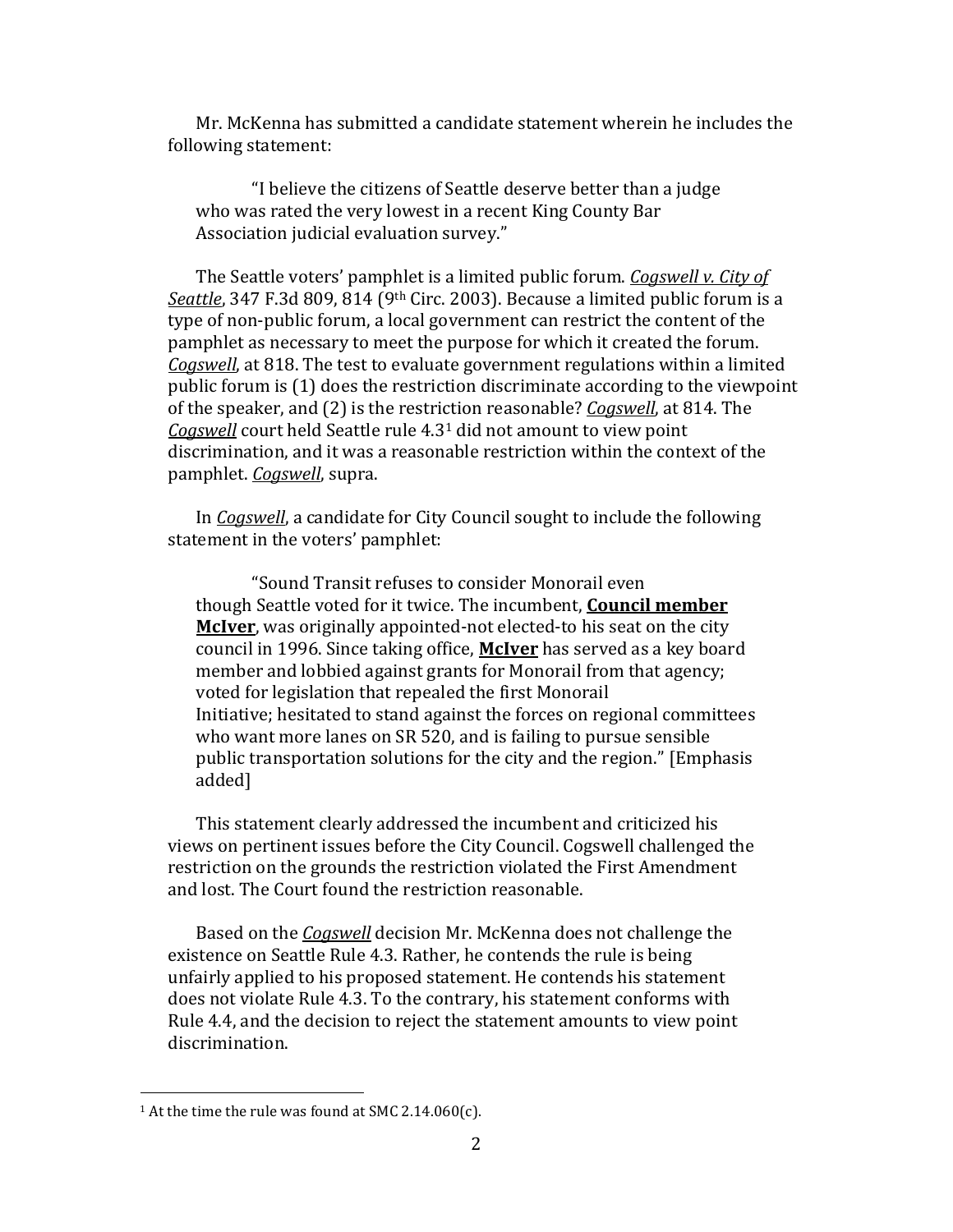Mr. McKenna has submitted a candidate statement wherein he includes the following statement:

> "I believe the citizens of Seattle deserve better than a judge who was rated the very lowest in a recent King County Bar Association judicial evaluation survey."

The Seattle voters' pamphlet is a limited public forum. *Cogswell v. City of Seattle*, 347 F.3d 809, 814 (9th Circ. 2003). Because a limited public forum is a type of non-public forum, a local government can restrict the content of the pamphlet as necessary to meet the purpose for which it created the forum. *Cogswell*, at 818. The test to evaluate government regulations within a limited public forum is (1) does the restriction discriminate according to the viewpoint of the speaker, and (2) is the restriction reasonable? *Cogswell*, at 814. The *Cogswell* court held Seattle rule 4.3[1] did not amount to view point discrimination, and it was a reasonable restriction within the context of the pamphlet. *Cogswell*, supra.

In *Cogswell*, a candidate for City Council sought to include the following statement in the voters' pamphlet:

> "Sound Transit refuses to consider Monorail even though Seattle voted for it twice. The incumbent, **Council member McIver**, was originally appointed-not elected-to his seat on the city council in 1996. Since taking office, **McIver** has served as a key board member and lobbied against grants for Monorail from that agency; voted for legislation that repealed the first Monorail Initiative; hesitated to stand against the forces on regional committees who want more lanes on SR 520, and is failing to pursue sensible public transportation solutions for the city and the region." [Emphasis added]

This statement clearly addressed the incumbent and criticized his views on pertinent issues before the City Council. Cogswell challenged the restriction on the grounds the restriction violated the First Amendment and lost. The Court found the restriction reasonable.

Based on the *Cogswell* decision Mr. McKenna does not challenge the existence on Seattle Rule 4.3. Rather, he contends the rule is being unfairly applied to his proposed statement. He contends his statement does not violate Rule 4.3. To the contrary, his statement conforms with Rule 4.4, and the decision to reject the statement amounts to view point discrimination.

---

[1] At the time the rule was found at SMC 2.14.060(c).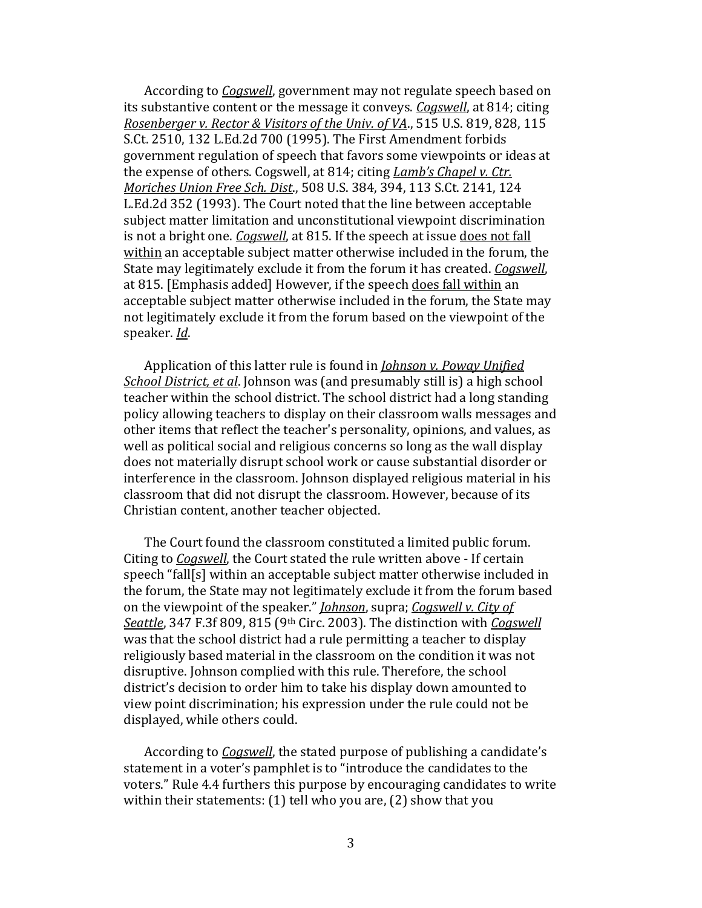According to *Cogswell*, government may not regulate speech based on its substantive content or the message it conveys. *Cogswell*, at 814; citing *Rosenberger v. Rector & Visitors of the Univ. of VA*., 515 U.S. 819, 828, 115 S.Ct. 2510, 132 L.Ed.2d 700 (1995). The First Amendment forbids government regulation of speech that favors some viewpoints or ideas at the expense of others. Cogswell, at 814; citing *Lamb's Chapel v. Ctr. Moriches Union Free Sch. Dist.*, 508 U.S. 384, 394, 113 S.Ct. 2141, 124 L.Ed.2d 352 (1993). The Court noted that the line between acceptable subject matter limitation and unconstitutional viewpoint discrimination is not a bright one. *Cogswell*, at 815. If the speech at issue does not fall within an acceptable subject matter otherwise included in the forum, the State may legitimately exclude it from the forum it has created. *Cogswell*, at 815. [Emphasis added] However, if the speech does fall within an acceptable subject matter otherwise included in the forum, the State may not legitimately exclude it from the forum based on the viewpoint of the speaker. *Id*.

Application of this latter rule is found in *Johnson v. Poway Unified School District, et al*. Johnson was (and presumably still is) a high school teacher within the school district. The school district had a long standing policy allowing teachers to display on their classroom walls messages and other items that reflect the teacher's personality, opinions, and values, as well as political social and religious concerns so long as the wall display does not materially disrupt school work or cause substantial disorder or interference in the classroom. Johnson displayed religious material in his classroom that did not disrupt the classroom. However, because of its Christian content, another teacher objected.

The Court found the classroom constituted a limited public forum. Citing to *Cogswell*, the Court stated the rule written above - If certain speech "fall[s] within an acceptable subject matter otherwise included in the forum, the State may not legitimately exclude it from the forum based on the viewpoint of the speaker." *Johnson*, supra; *Cogswell v. City of Seattle*, 347 F.3f 809, 815 (9th Circ. 2003). The distinction with *Cogswell* was that the school district had a rule permitting a teacher to display religiously based material in the classroom on the condition it was not disruptive. Johnson complied with this rule. Therefore, the school district's decision to order him to take his display down amounted to view point discrimination; his expression under the rule could not be displayed, while others could.

According to *Cogswell*, the stated purpose of publishing a candidate's statement in a voter's pamphlet is to "introduce the candidates to the voters." Rule 4.4 furthers this purpose by encouraging candidates to write within their statements: (1) tell who you are, (2) show that you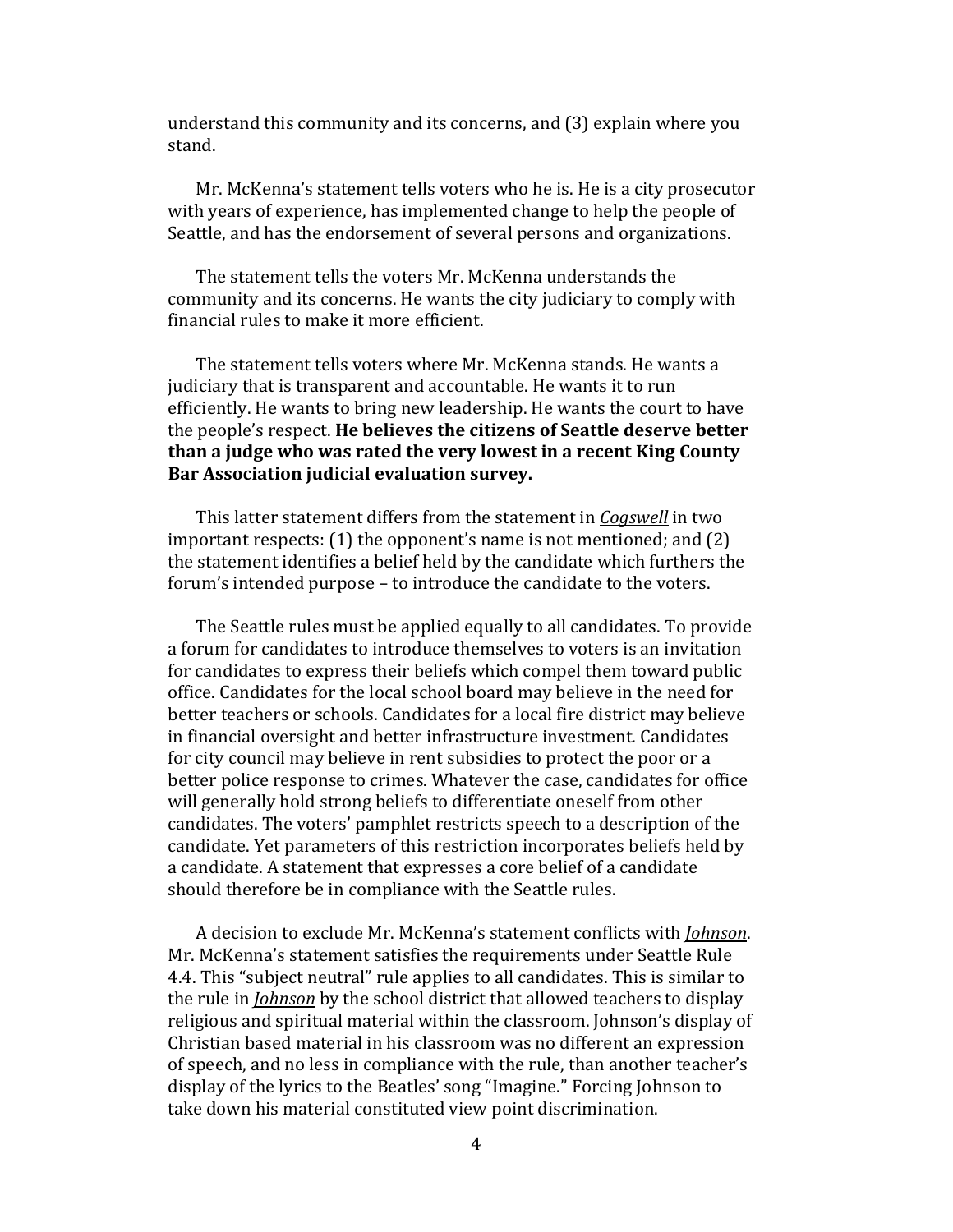understand this community and its concerns, and (3) explain where you stand.

Mr. McKenna's statement tells voters who he is. He is a city prosecutor with years of experience, has implemented change to help the people of Seattle, and has the endorsement of several persons and organizations.

The statement tells the voters Mr. McKenna understands the community and its concerns. He wants the city judiciary to comply with financial rules to make it more efficient.

The statement tells voters where Mr. McKenna stands. He wants a judiciary that is transparent and accountable. He wants it to run efficiently. He wants to bring new leadership. He wants the court to have the people's respect. **He believes the citizens of Seattle deserve better than a judge who was rated the very lowest in a recent King County Bar Association judicial evaluation survey.**

This latter statement differs from the statement in *Cogswell* in two important respects: (1) the opponent's name is not mentioned; and (2) the statement identifies a belief held by the candidate which furthers the forum's intended purpose – to introduce the candidate to the voters.

The Seattle rules must be applied equally to all candidates. To provide a forum for candidates to introduce themselves to voters is an invitation for candidates to express their beliefs which compel them toward public office. Candidates for the local school board may believe in the need for better teachers or schools. Candidates for a local fire district may believe in financial oversight and better infrastructure investment. Candidates for city council may believe in rent subsidies to protect the poor or a better police response to crimes. Whatever the case, candidates for office will generally hold strong beliefs to differentiate oneself from other candidates. The voters' pamphlet restricts speech to a description of the candidate. Yet parameters of this restriction incorporates beliefs held by a candidate. A statement that expresses a core belief of a candidate should therefore be in compliance with the Seattle rules.

A decision to exclude Mr. McKenna's statement conflicts with *Johnson*. Mr. McKenna's statement satisfies the requirements under Seattle Rule 4.4. This "subject neutral" rule applies to all candidates. This is similar to the rule in *Johnson* by the school district that allowed teachers to display religious and spiritual material within the classroom. Johnson's display of Christian based material in his classroom was no different an expression of speech, and no less in compliance with the rule, than another teacher's display of the lyrics to the Beatles' song "Imagine." Forcing Johnson to take down his material constituted view point discrimination.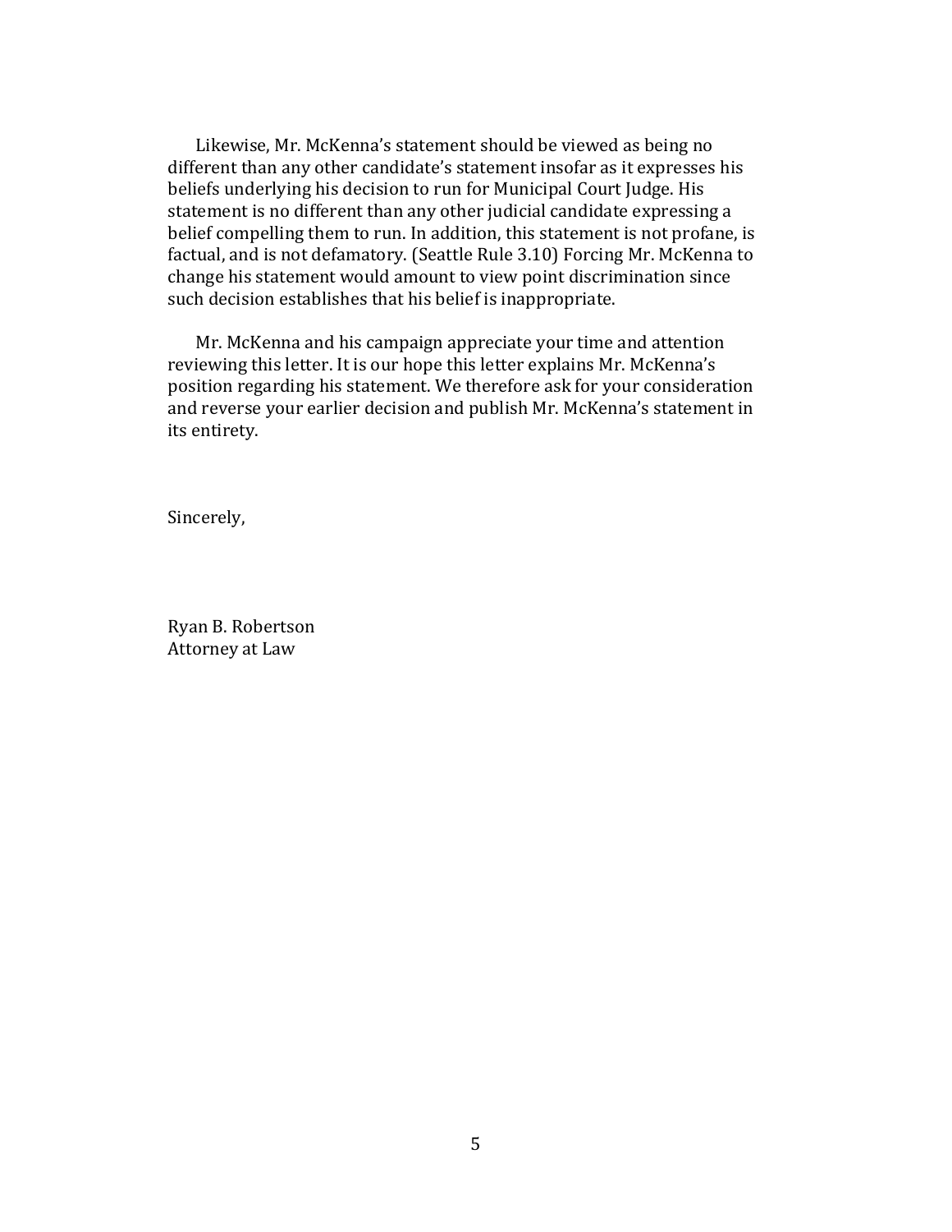Likewise, Mr. McKenna's statement should be viewed as being no different than any other candidate's statement insofar as it expresses his beliefs underlying his decision to run for Municipal Court Judge. His statement is no different than any other judicial candidate expressing a belief compelling them to run. In addition, this statement is not profane, is factual, and is not defamatory. (Seattle Rule 3.10) Forcing Mr. McKenna to change his statement would amount to view point discrimination since such decision establishes that his belief is inappropriate.

Mr. McKenna and his campaign appreciate your time and attention reviewing this letter. It is our hope this letter explains Mr. McKenna's position regarding his statement. We therefore ask for your consideration and reverse your earlier decision and publish Mr. McKenna's statement in its entirety.

Sincerely,

Ryan B. Robertson
Attorney at Law